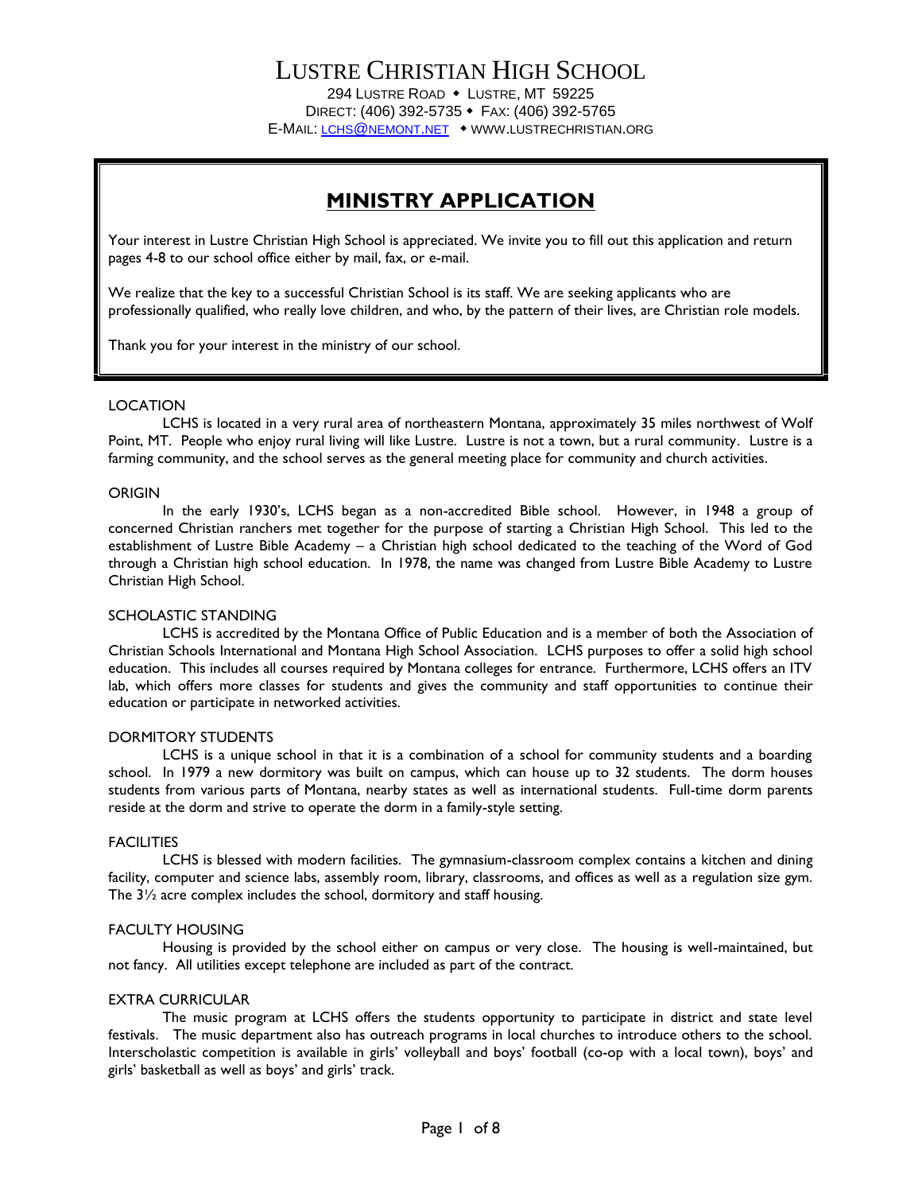# LUSTRE CHRISTIAN HIGH SCHOOL

294 LUSTRE ROAD ◆ LUSTRE, MT 59225
DIRECT: (406) 392-5735 ◆ FAX: (406) 392-5765
E-MAIL: LCHS@NEMONT.NET ◆ WWW.LUSTRECHRISTIAN.ORG

## MINISTRY APPLICATION

Your interest in Lustre Christian High School is appreciated. We invite you to fill out this application and return pages 4-8 to our school office either by mail, fax, or e-mail.

We realize that the key to a successful Christian School is its staff. We are seeking applicants who are professionally qualified, who really love children, and who, by the pattern of their lives, are Christian role models.

Thank you for your interest in the ministry of our school.

### LOCATION

LCHS is located in a very rural area of northeastern Montana, approximately 35 miles northwest of Wolf Point, MT. People who enjoy rural living will like Lustre. Lustre is not a town, but a rural community. Lustre is a farming community, and the school serves as the general meeting place for community and church activities.

### ORIGIN

In the early 1930's, LCHS began as a non-accredited Bible school. However, in 1948 a group of concerned Christian ranchers met together for the purpose of starting a Christian High School. This led to the establishment of Lustre Bible Academy – a Christian high school dedicated to the teaching of the Word of God through a Christian high school education. In 1978, the name was changed from Lustre Bible Academy to Lustre Christian High School.

### SCHOLASTIC STANDING

LCHS is accredited by the Montana Office of Public Education and is a member of both the Association of Christian Schools International and Montana High School Association. LCHS purposes to offer a solid high school education. This includes all courses required by Montana colleges for entrance. Furthermore, LCHS offers an ITV lab, which offers more classes for students and gives the community and staff opportunities to continue their education or participate in networked activities.

### DORMITORY STUDENTS

LCHS is a unique school in that it is a combination of a school for community students and a boarding school. In 1979 a new dormitory was built on campus, which can house up to 32 students. The dorm houses students from various parts of Montana, nearby states as well as international students. Full-time dorm parents reside at the dorm and strive to operate the dorm in a family-style setting.

### FACILITIES

LCHS is blessed with modern facilities. The gymnasium-classroom complex contains a kitchen and dining facility, computer and science labs, assembly room, library, classrooms, and offices as well as a regulation size gym. The 3½ acre complex includes the school, dormitory and staff housing.

### FACULTY HOUSING

Housing is provided by the school either on campus or very close. The housing is well-maintained, but not fancy. All utilities except telephone are included as part of the contract.

### EXTRA CURRICULAR

The music program at LCHS offers the students opportunity to participate in district and state level festivals. The music department also has outreach programs in local churches to introduce others to the school. Interscholastic competition is available in girls' volleyball and boys' football (co-op with a local town), boys' and girls' basketball as well as boys' and girls' track.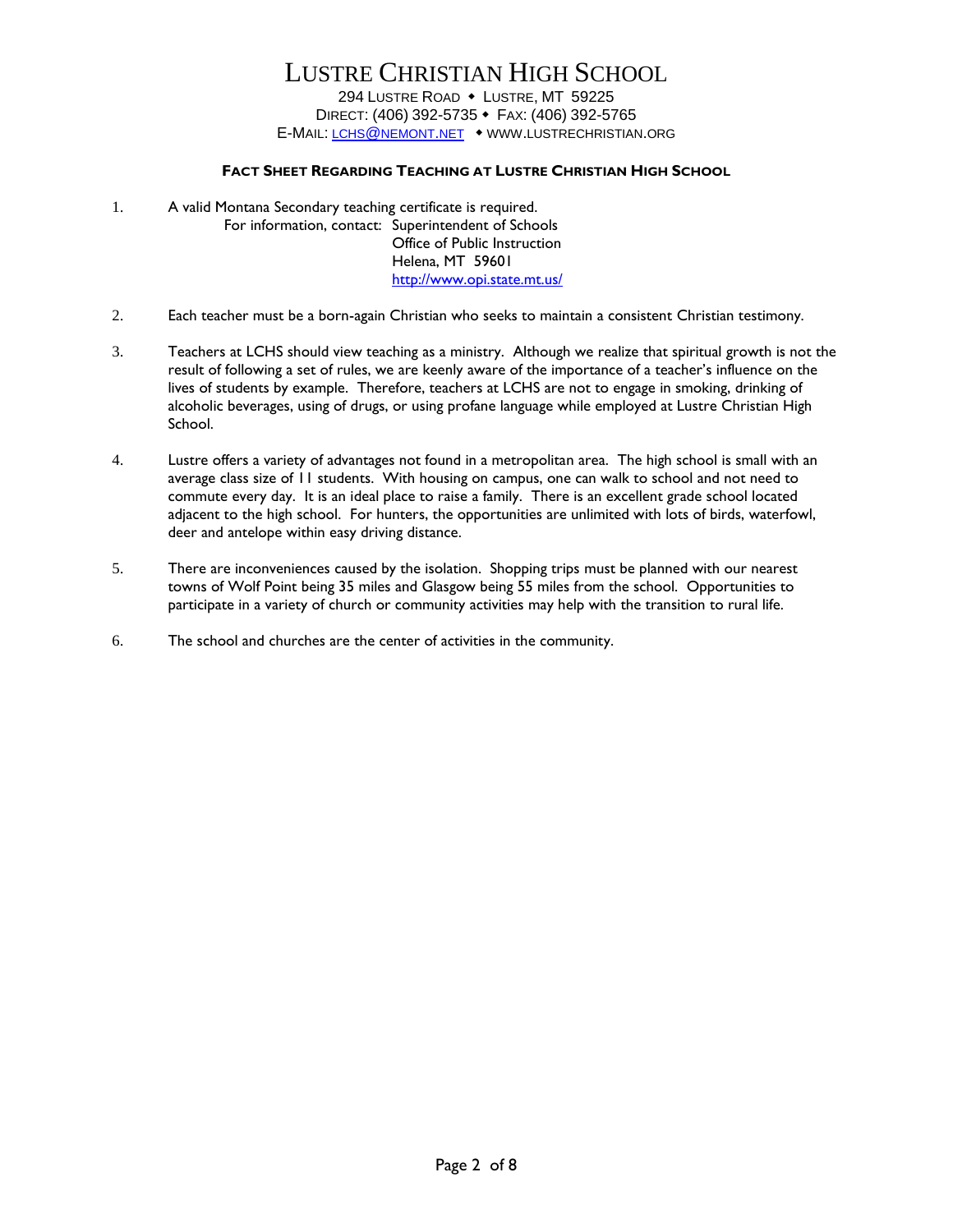# Lustre Christian High School

294 Lustre Road ◆ Lustre, MT 59225
Direct: (406) 392-5735 ◆ Fax: (406) 392-5765
E-Mail: lchs@nemont.net ◆ www.lustrechristian.org

## Fact Sheet Regarding Teaching at Lustre Christian High School

1. A valid Montana Secondary teaching certificate is required.
   For information, contact: Superintendent of Schools
   Office of Public Instruction
   Helena, MT 59601
   http://www.opi.state.mt.us/

2. Each teacher must be a born-again Christian who seeks to maintain a consistent Christian testimony.

3. Teachers at LCHS should view teaching as a ministry. Although we realize that spiritual growth is not the result of following a set of rules, we are keenly aware of the importance of a teacher's influence on the lives of students by example. Therefore, teachers at LCHS are not to engage in smoking, drinking of alcoholic beverages, using of drugs, or using profane language while employed at Lustre Christian High School.

4. Lustre offers a variety of advantages not found in a metropolitan area. The high school is small with an average class size of 11 students. With housing on campus, one can walk to school and not need to commute every day. It is an ideal place to raise a family. There is an excellent grade school located adjacent to the high school. For hunters, the opportunities are unlimited with lots of birds, waterfowl, deer and antelope within easy driving distance.

5. There are inconveniences caused by the isolation. Shopping trips must be planned with our nearest towns of Wolf Point being 35 miles and Glasgow being 55 miles from the school. Opportunities to participate in a variety of church or community activities may help with the transition to rural life.

6. The school and churches are the center of activities in the community.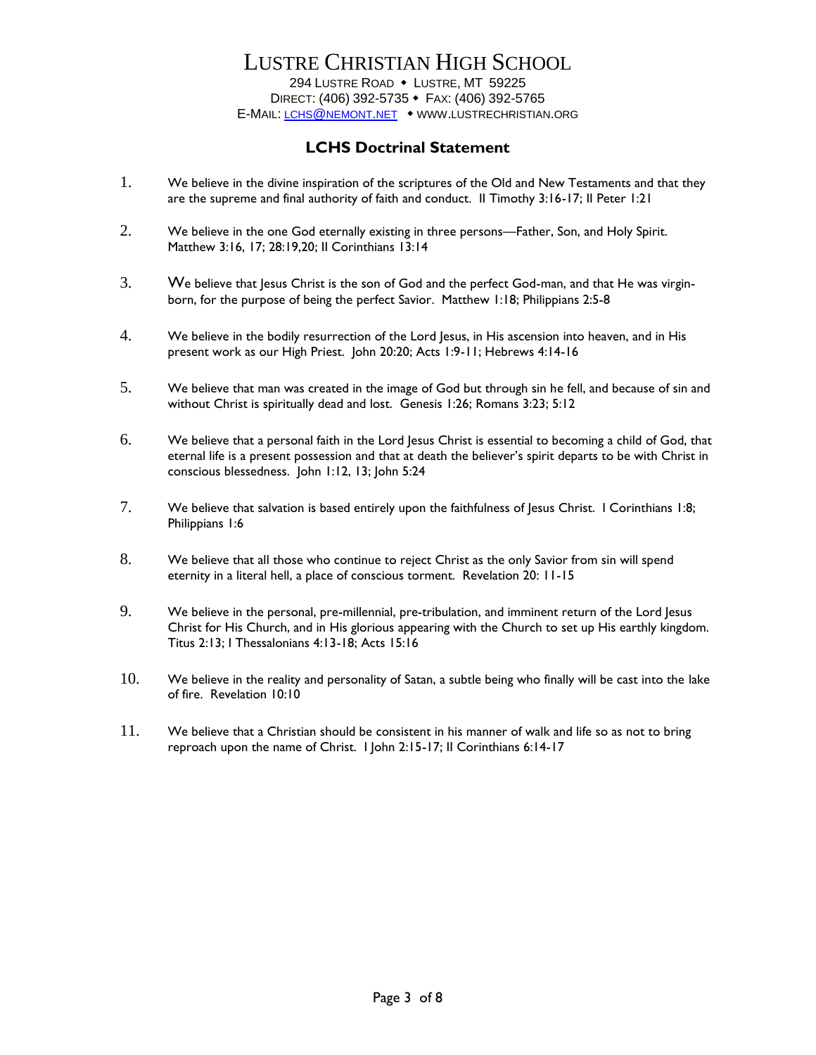# LUSTRE CHRISTIAN HIGH SCHOOL

294 LUSTRE ROAD ◆ LUSTRE, MT 59225
DIRECT: (406) 392-5735 ◆ FAX: (406) 392-5765
E-MAIL: LCHS@NEMONT.NET ◆ WWW.LUSTRECHRISTIAN.ORG

## LCHS Doctrinal Statement

1. We believe in the divine inspiration of the scriptures of the Old and New Testaments and that they are the supreme and final authority of faith and conduct. II Timothy 3:16-17; II Peter 1:21

2. We believe in the one God eternally existing in three persons—Father, Son, and Holy Spirit. Matthew 3:16, 17; 28:19,20; II Corinthians 13:14

3. We believe that Jesus Christ is the son of God and the perfect God-man, and that He was virgin-born, for the purpose of being the perfect Savior. Matthew 1:18; Philippians 2:5-8

4. We believe in the bodily resurrection of the Lord Jesus, in His ascension into heaven, and in His present work as our High Priest. John 20:20; Acts 1:9-11; Hebrews 4:14-16

5. We believe that man was created in the image of God but through sin he fell, and because of sin and without Christ is spiritually dead and lost. Genesis 1:26; Romans 3:23; 5:12

6. We believe that a personal faith in the Lord Jesus Christ is essential to becoming a child of God, that eternal life is a present possession and that at death the believer's spirit departs to be with Christ in conscious blessedness. John 1:12, 13; John 5:24

7. We believe that salvation is based entirely upon the faithfulness of Jesus Christ. I Corinthians 1:8; Philippians 1:6

8. We believe that all those who continue to reject Christ as the only Savior from sin will spend eternity in a literal hell, a place of conscious torment. Revelation 20: 11-15

9. We believe in the personal, pre-millennial, pre-tribulation, and imminent return of the Lord Jesus Christ for His Church, and in His glorious appearing with the Church to set up His earthly kingdom. Titus 2:13; I Thessalonians 4:13-18; Acts 15:16

10. We believe in the reality and personality of Satan, a subtle being who finally will be cast into the lake of fire. Revelation 10:10

11. We believe that a Christian should be consistent in his manner of walk and life so as not to bring reproach upon the name of Christ. I John 2:15-17; II Corinthians 6:14-17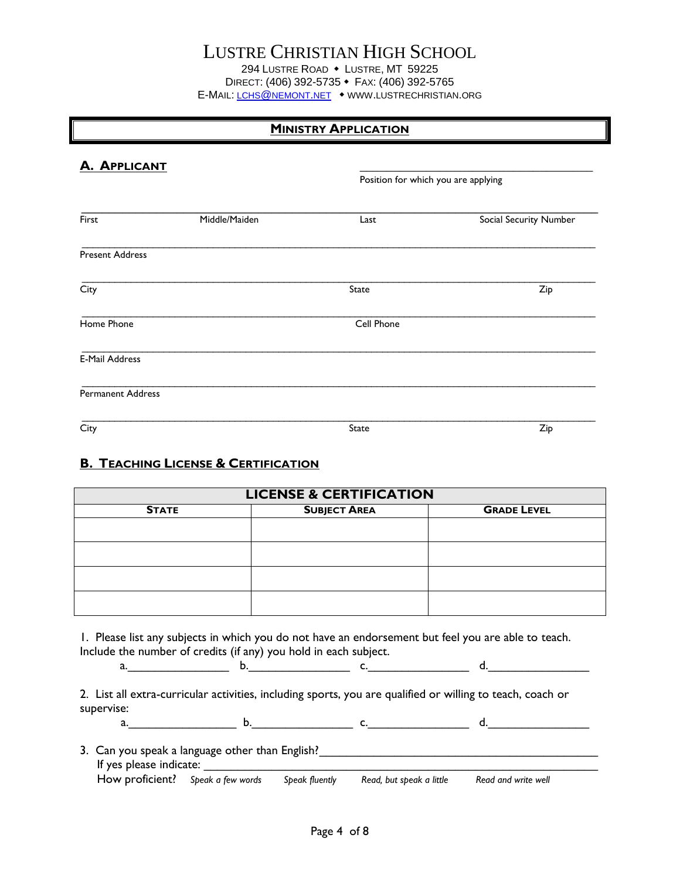# Lustre Christian High School

294 Lustre Road ◆ Lustre, MT 59225
Direct: (406) 392-5735 ◆ Fax: (406) 392-5765
E-Mail: LCHS@NEMONT.NET ◆ WWW.LUSTRECHRISTIAN.ORG

## Ministry Application

### A. Applicant

_______________________________________
Position for which you are applying

_______________________________________________________________________________
First | Middle/Maiden | Last | Social Security Number

_______________________________________________________________________________
Present Address

_______________________________________________________________________________
City | State | Zip

_______________________________________________________________________________
Home Phone | Cell Phone

_______________________________________________________________________________
E-Mail Address

_______________________________________________________________________________
Permanent Address

_______________________________________________________________________________
City | State | Zip

### B. Teaching License & Certification

| LICENSE & CERTIFICATION | | |
|---|---|---|
| **State** | **Subject Area** | **Grade Level** |
| | | |
| | | |
| | | |
| | | |

1. Please list any subjects in which you do not have an endorsement but feel you are able to teach. Include the number of credits (if any) you hold in each subject.

   a.________________ b.________________ c.________________ d.________________

2. List all extra-curricular activities, including sports, you are qualified or willing to teach, coach or supervise:

   a.________________ b.________________ c.________________ d.________________

3. Can you speak a language other than English?________________________________________
   If yes please indicate: ____________________________________________________________
   How proficient? *Speak a few words* *Speak fluently* *Read, but speak a little* *Read and write well*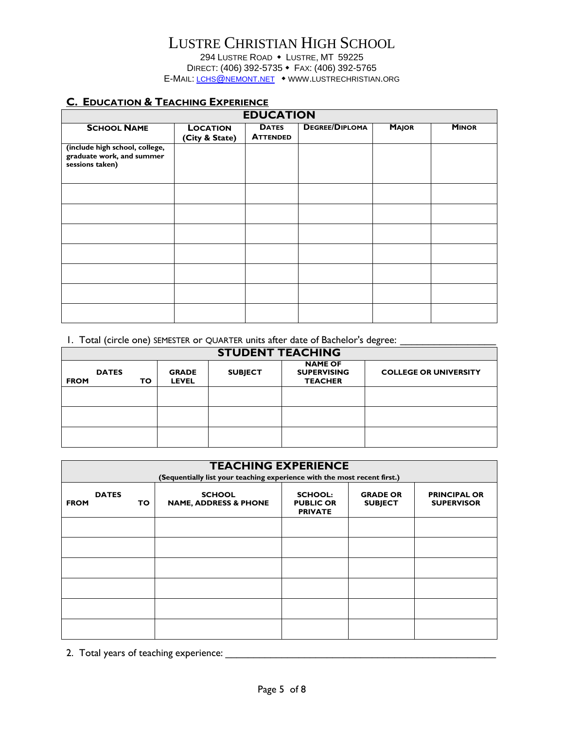# LUSTRE CHRISTIAN HIGH SCHOOL

294 LUSTRE ROAD ◆ LUSTRE, MT 59225
DIRECT: (406) 392-5735 ◆ FAX: (406) 392-5765
E-MAIL: LCHS@NEMONT.NET ◆ WWW.LUSTRECHRISTIAN.ORG

## C. EDUCATION & TEACHING EXPERIENCE

| EDUCATION | | | | | |
|---|---|---|---|---|---|
| **SCHOOL NAME** | **LOCATION (City & State)** | **DATES ATTENDED** | **DEGREE/DIPLOMA** | **MAJOR** | **MINOR** |
| **(include high school, college, graduate work, and summer sessions taken)** | | | | | |
| | | | | | |
| | | | | | |
| | | | | | |
| | | | | | |
| | | | | | |
| | | | | | |
| | | | | | |

1. Total (circle one) SEMESTER or QUARTER units after date of Bachelor's degree: ________________

| STUDENT TEACHING | | | | | |
|---|---|---|---|---|---|
| **DATES FROM** | **TO** | **GRADE LEVEL** | **SUBJECT** | **NAME OF SUPERVISING TEACHER** | **COLLEGE OR UNIVERSITY** |
| | | | | | |
| | | | | | |
| | | | | | |

| TEACHING EXPERIENCE (Sequentially list your teaching experience with the most recent first.) | | | | | |
|---|---|---|---|---|---|
| **DATES FROM** | **TO** | **SCHOOL NAME, ADDRESS & PHONE** | **SCHOOL: PUBLIC OR PRIVATE** | **GRADE OR SUBJECT** | **PRINCIPAL OR SUPERVISOR** |
| | | | | | |
| | | | | | |
| | | | | | |
| | | | | | |
| | | | | | |
| | | | | | |

2. Total years of teaching experience: ________________________________________________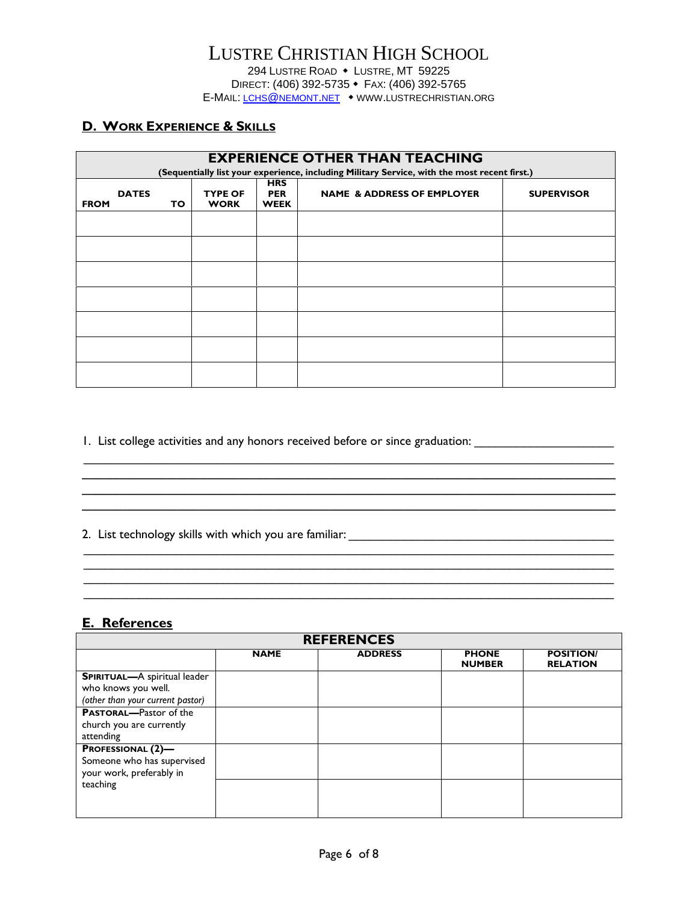# LUSTRE CHRISTIAN HIGH SCHOOL

294 LUSTRE ROAD ◆ LUSTRE, MT 59225
DIRECT: (406) 392-5735 ◆ FAX: (406) 392-5765
E-MAIL: LCHS@NEMONT.NET ◆ WWW.LUSTRECHRISTIAN.ORG

## D. WORK EXPERIENCE & SKILLS

| EXPERIENCE OTHER THAN TEACHING (Sequentially list your experience, including Military Service, with the most recent first.) | | | | |
|---|---|---|---|---|
| DATES FROM TO | TYPE OF WORK | HRS PER WEEK | NAME & ADDRESS OF EMPLOYER | SUPERVISOR |
| | | | | |
| | | | | |
| | | | | |
| | | | | |
| | | | | |
| | | | | |
| | | | | |

1. List college activities and any honors received before or since graduation: ____________________
________________________________________________________________________________
________________________________________________________________________________
________________________________________________________________________________
________________________________________________________________________________

2. List technology skills with which you are familiar: ________________________________________
________________________________________________________________________________
________________________________________________________________________________
________________________________________________________________________________
________________________________________________________________________________

## E. References

| REFERENCES | | | | |
|---|---|---|---|---|
| | NAME | ADDRESS | PHONE NUMBER | POSITION/ RELATION |
| **SPIRITUAL—**A spiritual leader who knows you well. *(other than your current pastor)* | | | | |
| **PASTORAL—**Pastor of the church you are currently attending | | | | |
| **PROFESSIONAL (2)—** Someone who has supervised your work, preferably in teaching | | | | |
| | | | | |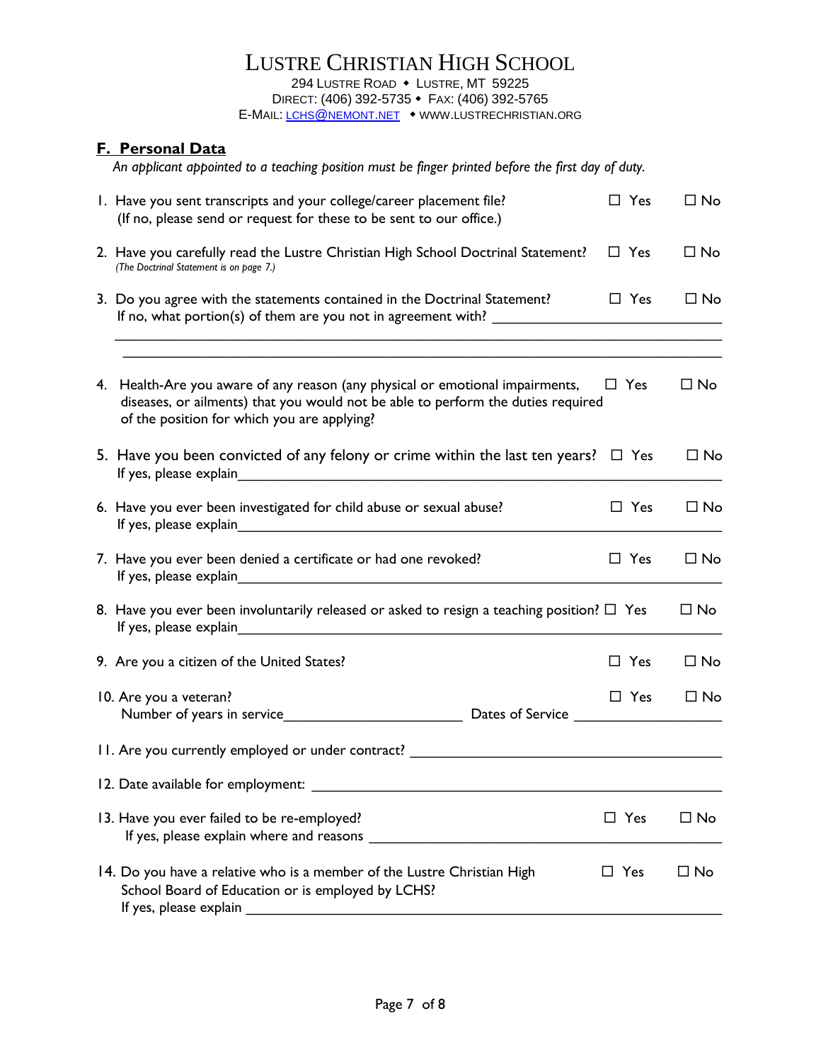# LUSTRE CHRISTIAN HIGH SCHOOL

294 LUSTRE ROAD • LUSTRE, MT 59225
DIRECT: (406) 392-5735 • FAX: (406) 392-5765
E-MAIL: LCHS@NEMONT.NET • WWW.LUSTRECHRISTIAN.ORG

## F. Personal Data

*An applicant appointed to a teaching position must be finger printed before the first day of duty.*

1. Have you sent transcripts and your college/career placement file? ☐ Yes ☐ No
   (If no, please send or request for these to be sent to our office.)

2. Have you carefully read the Lustre Christian High School Doctrinal Statement? ☐ Yes ☐ No
   *(The Doctrinal Statement is on page 7.)*

3. Do you agree with the statements contained in the Doctrinal Statement? ☐ Yes ☐ No
   If no, what portion(s) of them are you not in agreement with? ______________________________
   ________________________________________________________________________________
   ________________________________________________________________________________

4. Health-Are you aware of any reason (any physical or emotional impairments, diseases, or ailments) that you would not be able to perform the duties required of the position for which you are applying? ☐ Yes ☐ No

5. Have you been convicted of any felony or crime within the last ten years? ☐ Yes ☐ No
   If yes, please explain________________________________________________________________

6. Have you ever been investigated for child abuse or sexual abuse? ☐ Yes ☐ No
   If yes, please explain________________________________________________________________

7. Have you ever been denied a certificate or had one revoked? ☐ Yes ☐ No
   If yes, please explain________________________________________________________________

8. Have you ever been involuntarily released or asked to resign a teaching position? ☐ Yes ☐ No
   If yes, please explain________________________________________________________________

9. Are you a citizen of the United States? ☐ Yes ☐ No

10. Are you a veteran? ☐ Yes ☐ No
    Number of years in service_______________________ Dates of Service ___________________

11. Are you currently employed or under contract? ________________________________________

12. Date available for employment: ___________________________________________________

13. Have you ever failed to be re-employed? ☐ Yes ☐ No
    If yes, please explain where and reasons _____________________________________________

14. Do you have a relative who is a member of the Lustre Christian High School Board of Education or is employed by LCHS? ☐ Yes ☐ No
    If yes, please explain ______________________________________________________________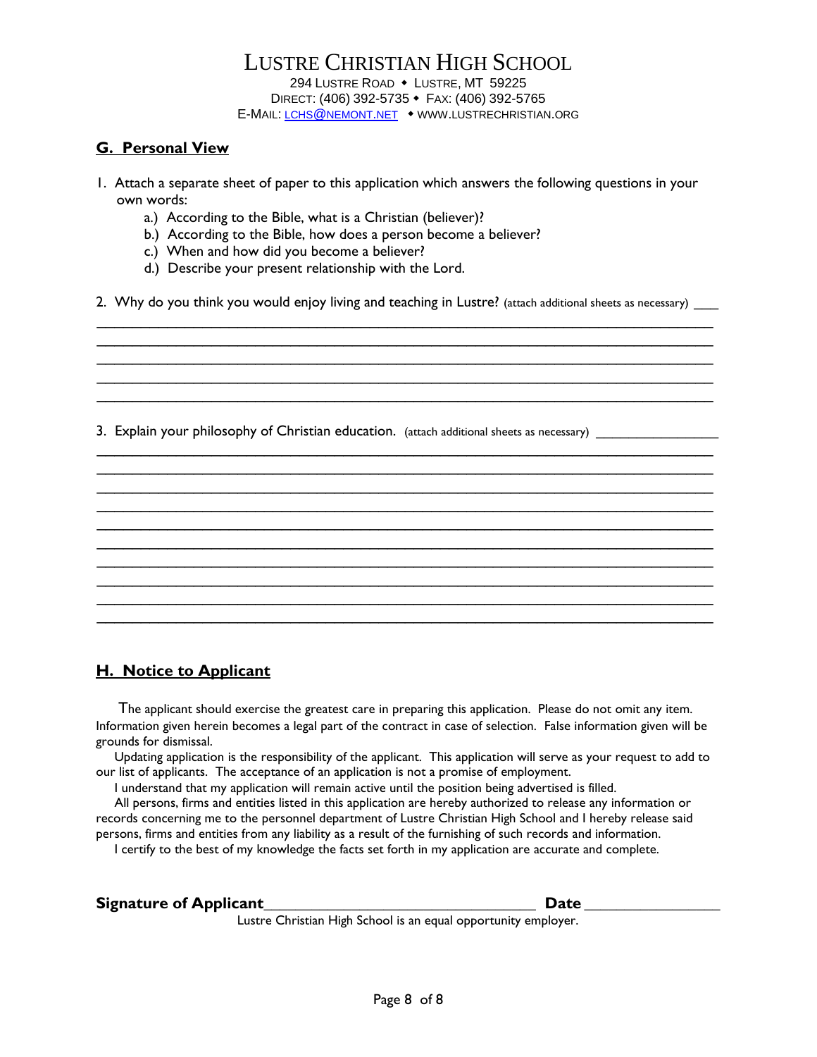# LUSTRE CHRISTIAN HIGH SCHOOL

294 LUSTRE ROAD ◆ LUSTRE, MT 59225
DIRECT: (406) 392-5735 ◆ FAX: (406) 392-5765
E-MAIL: LCHS@NEMONT.NET ◆ WWW.LUSTRECHRISTIAN.ORG

## G. Personal View

1. Attach a separate sheet of paper to this application which answers the following questions in your own words:
   a.) According to the Bible, what is a Christian (believer)?
   b.) According to the Bible, how does a person become a believer?
   c.) When and how did you become a believer?
   d.) Describe your present relationship with the Lord.

2. Why do you think you would enjoy living and teaching in Lustre? (attach additional sheets as necessary) ___

______________________________________________________________________________
______________________________________________________________________________
______________________________________________________________________________
______________________________________________________________________________
______________________________________________________________________________

3. Explain your philosophy of Christian education. (attach additional sheets as necessary) ________________

______________________________________________________________________________
______________________________________________________________________________
______________________________________________________________________________
______________________________________________________________________________
______________________________________________________________________________
______________________________________________________________________________
______________________________________________________________________________
______________________________________________________________________________
______________________________________________________________________________
______________________________________________________________________________

## H. Notice to Applicant

The applicant should exercise the greatest care in preparing this application. Please do not omit any item. Information given herein becomes a legal part of the contract in case of selection. False information given will be grounds for dismissal.

Updating application is the responsibility of the applicant. This application will serve as your request to add to our list of applicants. The acceptance of an application is not a promise of employment.

I understand that my application will remain active until the position being advertised is filled.

All persons, firms and entities listed in this application are hereby authorized to release any information or records concerning me to the personnel department of Lustre Christian High School and I hereby release said persons, firms and entities from any liability as a result of the furnishing of such records and information.

I certify to the best of my knowledge the facts set forth in my application are accurate and complete.

**Signature of Applicant**__________________________________ **Date** ________________

Lustre Christian High School is an equal opportunity employer.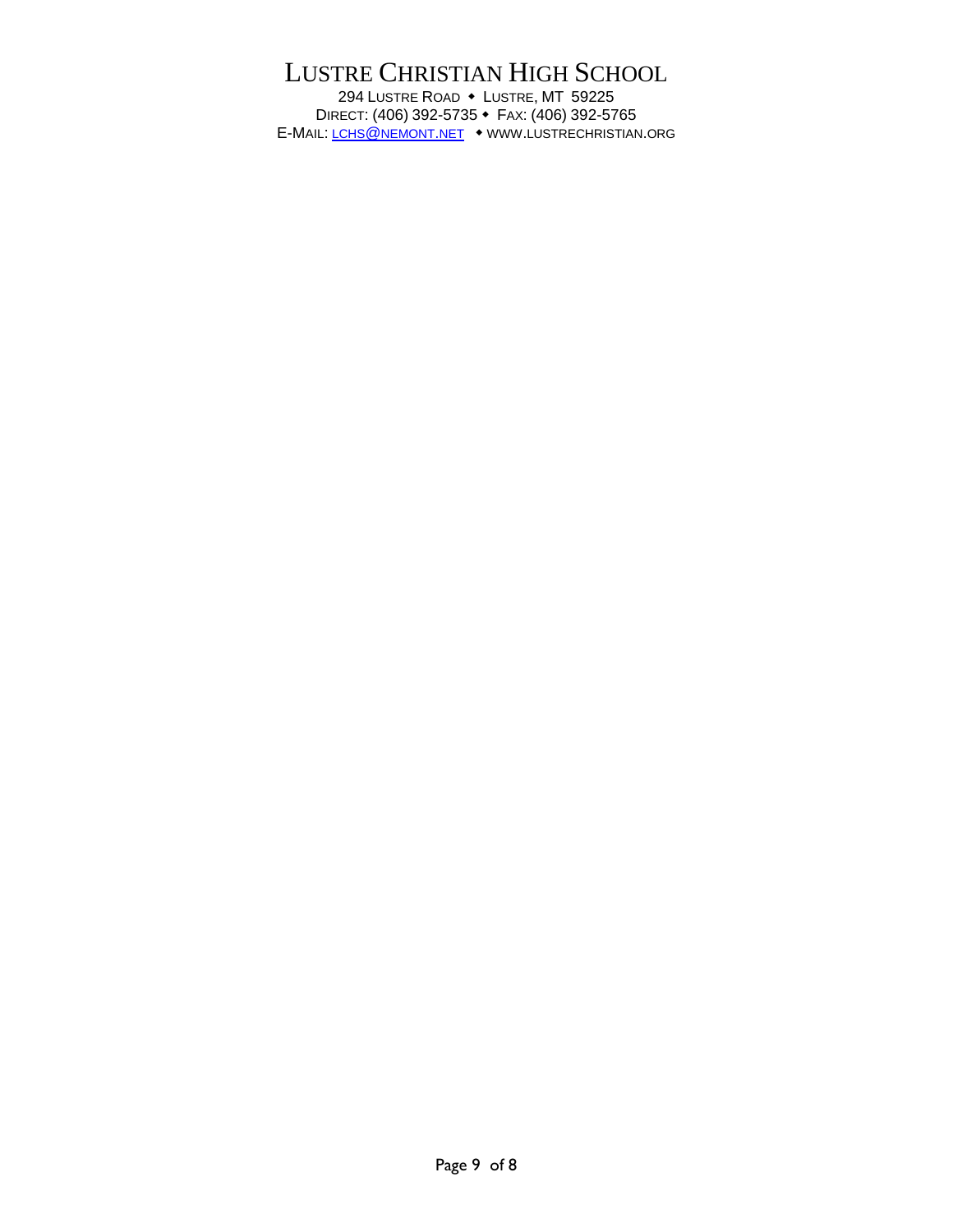# LUSTRE CHRISTIAN HIGH SCHOOL

294 LUSTRE ROAD ◆ LUSTRE, MT 59225
DIRECT: (406) 392-5735 ◆ FAX: (406) 392-5765
E-MAIL: LCHS@NEMONT.NET ◆ WWW.LUSTRECHRISTIAN.ORG